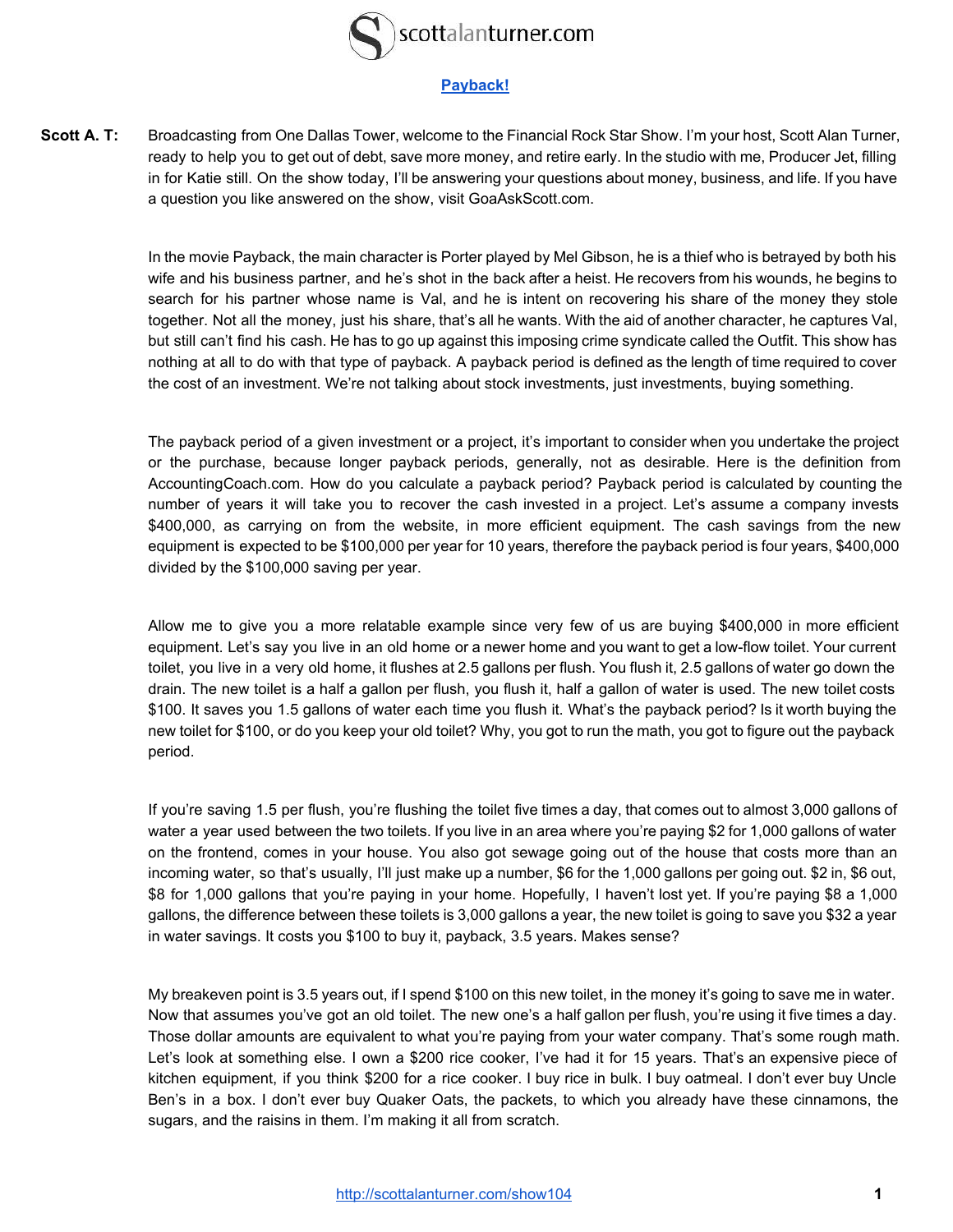# [Payback!](http://scottalanturner.com/show104)

**Scott A. T:** Broadcasting from One Dallas Tower, welcome to the Financial Rock Star Show. I'm your host, Scott Alan Turner, ready to help you to get out of debt, save more money, and retire early. In the studio with me, Producer Jet, filling in for Katie still. On the show today, I'll be answering your questions about money, business, and life. If you have a question you like answered on the show, visit GoaAskScott.com.

In the movie Payback, the main character is Porter played by Mel Gibson, he is a thief who is betrayed by both his wife and his business partner, and he's shot in the back after a heist. He recovers from his wounds, he begins to search for his partner whose name is Val, and he is intent on recovering his share of the money they stole together. Not all the money, just his share, that's all he wants. With the aid of another character, he captures Val, but still can't find his cash. He has to go up against this imposing crime syndicate called the Outfit. This show has nothing at all to do with that type of payback. A payback period is defined as the length of time required to cover the cost of an investment. We're not talking about stock investments, just investments, buying something.

The payback period of a given investment or a project, it's important to consider when you undertake the project or the purchase, because longer payback periods, generally, not as desirable. Here is the definition from AccountingCoach.com. How do you calculate a payback period? Payback period is calculated by counting the number of years it will take you to recover the cash invested in a project. Let's assume a company invests $400,000, as carrying on from the website, in more efficient equipment. The cash savings from the new equipment is expected to be $100,000 per year for 10 years, therefore the payback period is four years, $400,000 divided by the $100,000 saving per year.

Allow me to give you a more relatable example since very few of us are buying $400,000 in more efficient equipment. Let's say you live in an old home or a newer home and you want to get a low-flow toilet. Your current toilet, you live in a very old home, it flushes at 2.5 gallons per flush. You flush it, 2.5 gallons of water go down the drain. The new toilet is a half a gallon per flush, you flush it, half a gallon of water is used. The new toilet costs $100. It saves you 1.5 gallons of water each time you flush it. What's the payback period? Is it worth buying the new toilet for $100, or do you keep your old toilet? Why, you got to run the math, you got to figure out the payback period.

If you're saving 1.5 per flush, you're flushing the toilet five times a day, that comes out to almost 3,000 gallons of water a year used between the two toilets. If you live in an area where you're paying $2 for 1,000 gallons of water on the frontend, comes in your house. You also got sewage going out of the house that costs more than an incoming water, so that's usually, I'll just make up a number, $6 for the 1,000 gallons per going out. $2 in, $6 out, $8 for 1,000 gallons that you're paying in your home. Hopefully, I haven't lost yet. If you're paying $8 a 1,000 gallons, the difference between these toilets is 3,000 gallons a year, the new toilet is going to save you $32 a year in water savings. It costs you $100 to buy it, payback, 3.5 years. Makes sense?

My breakeven point is 3.5 years out, if I spend $100 on this new toilet, in the money it's going to save me in water. Now that assumes you've got an old toilet. The new one's a half gallon per flush, you're using it five times a day. Those dollar amounts are equivalent to what you're paying from your water company. That's some rough math. Let's look at something else. I own a $200 rice cooker, I've had it for 15 years. That's an expensive piece of kitchen equipment, if you think $200 for a rice cooker. I buy rice in bulk. I buy oatmeal. I don't ever buy Uncle Ben's in a box. I don't ever buy Quaker Oats, the packets, to which you already have these cinnamons, the sugars, and the raisins in them. I'm making it all from scratch.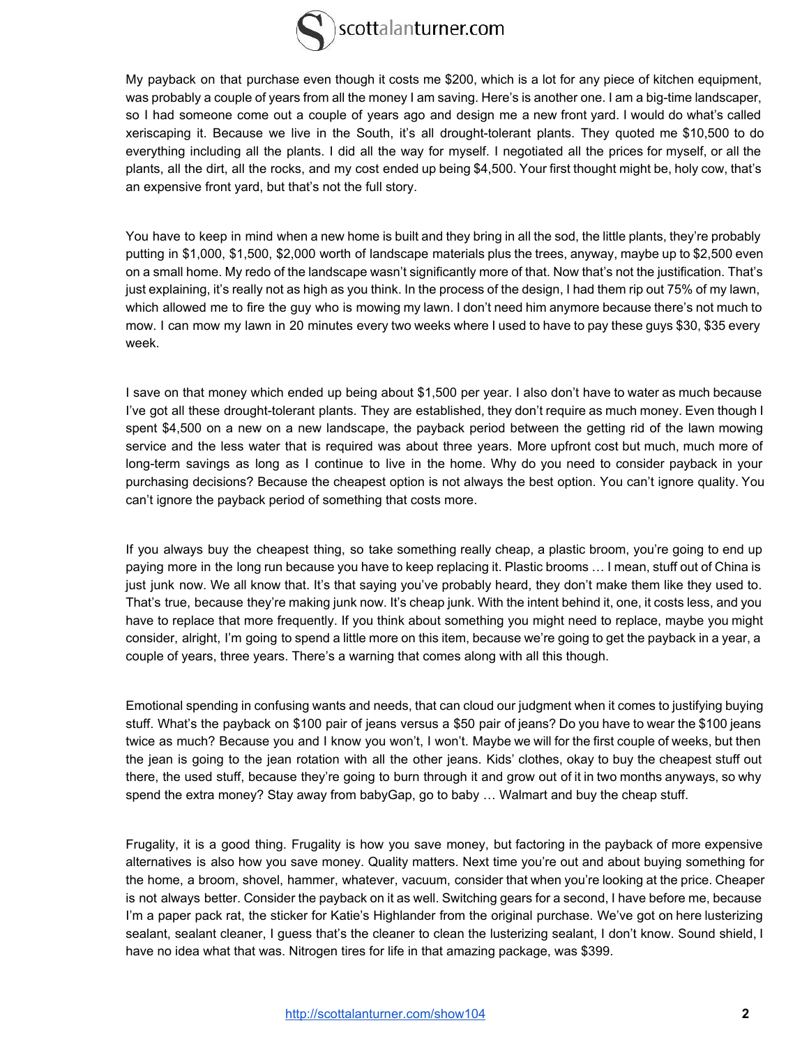My payback on that purchase even though it costs me $200, which is a lot for any piece of kitchen equipment, was probably a couple of years from all the money I am saving. Here's is another one. I am a big-time landscaper, so I had someone come out a couple of years ago and design me a new front yard. I would do what's called xeriscaping it. Because we live in the South, it's all drought-tolerant plants. They quoted me $10,500 to do everything including all the plants. I did all the way for myself. I negotiated all the prices for myself, or all the plants, all the dirt, all the rocks, and my cost ended up being $4,500. Your first thought might be, holy cow, that's an expensive front yard, but that's not the full story.

You have to keep in mind when a new home is built and they bring in all the sod, the little plants, they're probably putting in $1,000, $1,500, $2,000 worth of landscape materials plus the trees, anyway, maybe up to $2,500 even on a small home. My redo of the landscape wasn't significantly more of that. Now that's not the justification. That's just explaining, it's really not as high as you think. In the process of the design, I had them rip out 75% of my lawn, which allowed me to fire the guy who is mowing my lawn. I don't need him anymore because there's not much to mow. I can mow my lawn in 20 minutes every two weeks where I used to have to pay these guys $30, $35 every week.

I save on that money which ended up being about $1,500 per year. I also don't have to water as much because I've got all these drought-tolerant plants. They are established, they don't require as much money. Even though I spent $4,500 on a new on a new landscape, the payback period between the getting rid of the lawn mowing service and the less water that is required was about three years. More upfront cost but much, much more of long-term savings as long as I continue to live in the home. Why do you need to consider payback in your purchasing decisions? Because the cheapest option is not always the best option. You can't ignore quality. You can't ignore the payback period of something that costs more.

If you always buy the cheapest thing, so take something really cheap, a plastic broom, you're going to end up paying more in the long run because you have to keep replacing it. Plastic brooms … I mean, stuff out of China is just junk now. We all know that. It's that saying you've probably heard, they don't make them like they used to. That's true, because they're making junk now. It's cheap junk. With the intent behind it, one, it costs less, and you have to replace that more frequently. If you think about something you might need to replace, maybe you might consider, alright, I'm going to spend a little more on this item, because we're going to get the payback in a year, a couple of years, three years. There's a warning that comes along with all this though.

Emotional spending in confusing wants and needs, that can cloud our judgment when it comes to justifying buying stuff. What's the payback on $100 pair of jeans versus a $50 pair of jeans? Do you have to wear the $100 jeans twice as much? Because you and I know you won't, I won't. Maybe we will for the first couple of weeks, but then the jean is going to the jean rotation with all the other jeans. Kids' clothes, okay to buy the cheapest stuff out there, the used stuff, because they're going to burn through it and grow out of it in two months anyways, so why spend the extra money? Stay away from babyGap, go to baby … Walmart and buy the cheap stuff.

Frugality, it is a good thing. Frugality is how you save money, but factoring in the payback of more expensive alternatives is also how you save money. Quality matters. Next time you're out and about buying something for the home, a broom, shovel, hammer, whatever, vacuum, consider that when you're looking at the price. Cheaper is not always better. Consider the payback on it as well. Switching gears for a second, I have before me, because I'm a paper pack rat, the sticker for Katie's Highlander from the original purchase. We've got on here lusterizing sealant, sealant cleaner, I guess that's the cleaner to clean the lusterizing sealant, I don't know. Sound shield, I have no idea what that was. Nitrogen tires for life in that amazing package, was $399.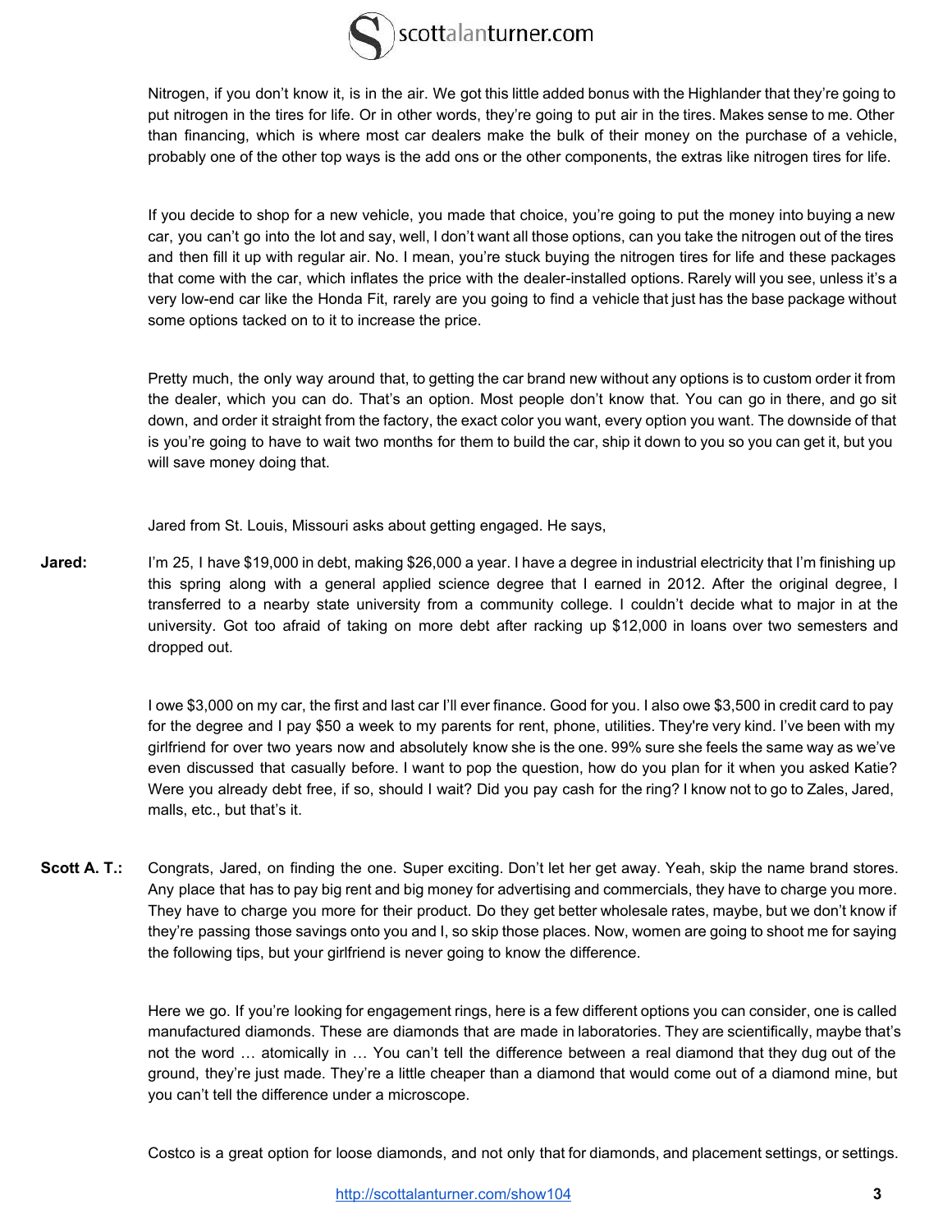Nitrogen, if you don't know it, is in the air. We got this little added bonus with the Highlander that they're going to put nitrogen in the tires for life. Or in other words, they're going to put air in the tires. Makes sense to me. Other than financing, which is where most car dealers make the bulk of their money on the purchase of a vehicle, probably one of the other top ways is the add ons or the other components, the extras like nitrogen tires for life.

If you decide to shop for a new vehicle, you made that choice, you're going to put the money into buying a new car, you can't go into the lot and say, well, I don't want all those options, can you take the nitrogen out of the tires and then fill it up with regular air. No. I mean, you're stuck buying the nitrogen tires for life and these packages that come with the car, which inflates the price with the dealer-installed options. Rarely will you see, unless it's a very low-end car like the Honda Fit, rarely are you going to find a vehicle that just has the base package without some options tacked on to it to increase the price.

Pretty much, the only way around that, to getting the car brand new without any options is to custom order it from the dealer, which you can do. That's an option. Most people don't know that. You can go in there, and go sit down, and order it straight from the factory, the exact color you want, every option you want. The downside of that is you're going to have to wait two months for them to build the car, ship it down to you so you can get it, but you will save money doing that.

Jared from St. Louis, Missouri asks about getting engaged. He says,

**Jared:** I'm 25, I have $19,000 in debt, making $26,000 a year. I have a degree in industrial electricity that I'm finishing up this spring along with a general applied science degree that I earned in 2012. After the original degree, I transferred to a nearby state university from a community college. I couldn't decide what to major in at the university. Got too afraid of taking on more debt after racking up $12,000 in loans over two semesters and dropped out.

I owe $3,000 on my car, the first and last car I'll ever finance. Good for you. I also owe $3,500 in credit card to pay for the degree and I pay $50 a week to my parents for rent, phone, utilities. They're very kind. I've been with my girlfriend for over two years now and absolutely know she is the one. 99% sure she feels the same way as we've even discussed that casually before. I want to pop the question, how do you plan for it when you asked Katie? Were you already debt free, if so, should I wait? Did you pay cash for the ring? I know not to go to Zales, Jared, malls, etc., but that's it.

**Scott A. T.:** Congrats, Jared, on finding the one. Super exciting. Don't let her get away. Yeah, skip the name brand stores. Any place that has to pay big rent and big money for advertising and commercials, they have to charge you more. They have to charge you more for their product. Do they get better wholesale rates, maybe, but we don't know if they're passing those savings onto you and I, so skip those places. Now, women are going to shoot me for saying the following tips, but your girlfriend is never going to know the difference.

Here we go. If you're looking for engagement rings, here is a few different options you can consider, one is called manufactured diamonds. These are diamonds that are made in laboratories. They are scientifically, maybe that's not the word … atomically in … You can't tell the difference between a real diamond that they dug out of the ground, they're just made. They're a little cheaper than a diamond that would come out of a diamond mine, but you can't tell the difference under a microscope.

Costco is a great option for loose diamonds, and not only that for diamonds, and placement settings, or settings.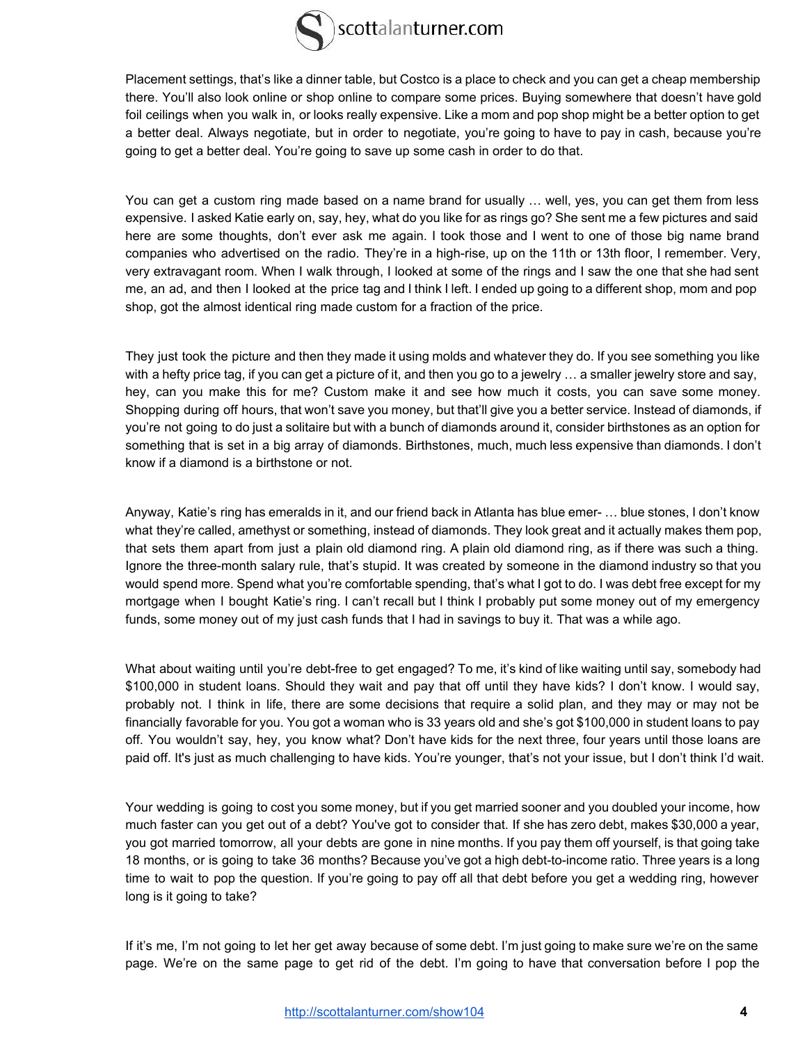Placement settings, that's like a dinner table, but Costco is a place to check and you can get a cheap membership there. You'll also look online or shop online to compare some prices. Buying somewhere that doesn't have gold foil ceilings when you walk in, or looks really expensive. Like a mom and pop shop might be a better option to get a better deal. Always negotiate, but in order to negotiate, you're going to have to pay in cash, because you're going to get a better deal. You're going to save up some cash in order to do that.

You can get a custom ring made based on a name brand for usually … well, yes, you can get them from less expensive. I asked Katie early on, say, hey, what do you like for as rings go? She sent me a few pictures and said here are some thoughts, don't ever ask me again. I took those and I went to one of those big name brand companies who advertised on the radio. They're in a high-rise, up on the 11th or 13th floor, I remember. Very, very extravagant room. When I walk through, I looked at some of the rings and I saw the one that she had sent me, an ad, and then I looked at the price tag and I think I left. I ended up going to a different shop, mom and pop shop, got the almost identical ring made custom for a fraction of the price.

They just took the picture and then they made it using molds and whatever they do. If you see something you like with a hefty price tag, if you can get a picture of it, and then you go to a jewelry … a smaller jewelry store and say, hey, can you make this for me? Custom make it and see how much it costs, you can save some money. Shopping during off hours, that won't save you money, but that'll give you a better service. Instead of diamonds, if you're not going to do just a solitaire but with a bunch of diamonds around it, consider birthstones as an option for something that is set in a big array of diamonds. Birthstones, much, much less expensive than diamonds. I don't know if a diamond is a birthstone or not.

Anyway, Katie's ring has emeralds in it, and our friend back in Atlanta has blue emer- … blue stones, I don't know what they're called, amethyst or something, instead of diamonds. They look great and it actually makes them pop, that sets them apart from just a plain old diamond ring. A plain old diamond ring, as if there was such a thing. Ignore the three-month salary rule, that's stupid. It was created by someone in the diamond industry so that you would spend more. Spend what you're comfortable spending, that's what I got to do. I was debt free except for my mortgage when I bought Katie's ring. I can't recall but I think I probably put some money out of my emergency funds, some money out of my just cash funds that I had in savings to buy it. That was a while ago.

What about waiting until you're debt-free to get engaged? To me, it's kind of like waiting until say, somebody had $100,000 in student loans. Should they wait and pay that off until they have kids? I don't know. I would say, probably not. I think in life, there are some decisions that require a solid plan, and they may or may not be financially favorable for you. You got a woman who is 33 years old and she's got $100,000 in student loans to pay off. You wouldn't say, hey, you know what? Don't have kids for the next three, four years until those loans are paid off. It's just as much challenging to have kids. You're younger, that's not your issue, but I don't think I'd wait.

Your wedding is going to cost you some money, but if you get married sooner and you doubled your income, how much faster can you get out of a debt? You've got to consider that. If she has zero debt, makes $30,000 a year, you got married tomorrow, all your debts are gone in nine months. If you pay them off yourself, is that going take 18 months, or is going to take 36 months? Because you've got a high debt-to-income ratio. Three years is a long time to wait to pop the question. If you're going to pay off all that debt before you get a wedding ring, however long is it going to take?

If it's me, I'm not going to let her get away because of some debt. I'm just going to make sure we're on the same page. We're on the same page to get rid of the debt. I'm going to have that conversation before I pop the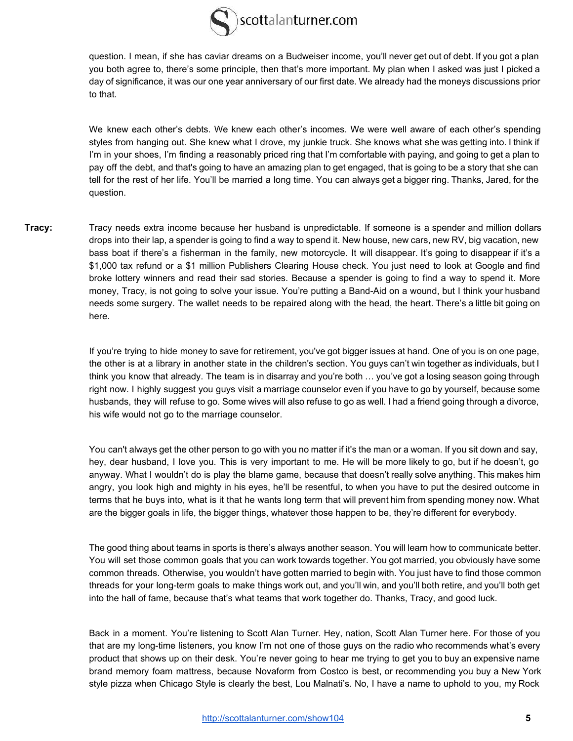question. I mean, if she has caviar dreams on a Budweiser income, you'll never get out of debt. If you got a plan you both agree to, there's some principle, then that's more important. My plan when I asked was just I picked a day of significance, it was our one year anniversary of our first date. We already had the moneys discussions prior to that.

We knew each other's debts. We knew each other's incomes. We were well aware of each other's spending styles from hanging out. She knew what I drove, my junkie truck. She knows what she was getting into. I think if I'm in your shoes, I'm finding a reasonably priced ring that I'm comfortable with paying, and going to get a plan to pay off the debt, and that's going to have an amazing plan to get engaged, that is going to be a story that she can tell for the rest of her life. You'll be married a long time. You can always get a bigger ring. Thanks, Jared, for the question.

**Tracy:** Tracy needs extra income because her husband is unpredictable. If someone is a spender and million dollars drops into their lap, a spender is going to find a way to spend it. New house, new cars, new RV, big vacation, new bass boat if there's a fisherman in the family, new motorcycle. It will disappear. It's going to disappear if it's a $1,000 tax refund or a $1 million Publishers Clearing House check. You just need to look at Google and find broke lottery winners and read their sad stories. Because a spender is going to find a way to spend it. More money, Tracy, is not going to solve your issue. You're putting a Band-Aid on a wound, but I think your husband needs some surgery. The wallet needs to be repaired along with the head, the heart. There's a little bit going on here.

If you're trying to hide money to save for retirement, you've got bigger issues at hand. One of you is on one page, the other is at a library in another state in the children's section. You guys can't win together as individuals, but I think you know that already. The team is in disarray and you're both … you've got a losing season going through right now. I highly suggest you guys visit a marriage counselor even if you have to go by yourself, because some husbands, they will refuse to go. Some wives will also refuse to go as well. I had a friend going through a divorce, his wife would not go to the marriage counselor.

You can't always get the other person to go with you no matter if it's the man or a woman. If you sit down and say, hey, dear husband, I love you. This is very important to me. He will be more likely to go, but if he doesn't, go anyway. What I wouldn't do is play the blame game, because that doesn't really solve anything. This makes him angry, you look high and mighty in his eyes, he'll be resentful, to when you have to put the desired outcome in terms that he buys into, what is it that he wants long term that will prevent him from spending money now. What are the bigger goals in life, the bigger things, whatever those happen to be, they're different for everybody.

The good thing about teams in sports is there's always another season. You will learn how to communicate better. You will set those common goals that you can work towards together. You got married, you obviously have some common threads. Otherwise, you wouldn't have gotten married to begin with. You just have to find those common threads for your long-term goals to make things work out, and you'll win, and you'll both retire, and you'll both get into the hall of fame, because that's what teams that work together do. Thanks, Tracy, and good luck.

Back in a moment. You're listening to Scott Alan Turner. Hey, nation, Scott Alan Turner here. For those of you that are my long-time listeners, you know I'm not one of those guys on the radio who recommends what's every product that shows up on their desk. You're never going to hear me trying to get you to buy an expensive name brand memory foam mattress, because Novaform from Costco is best, or recommending you buy a New York style pizza when Chicago Style is clearly the best, Lou Malnati's. No, I have a name to uphold to you, my Rock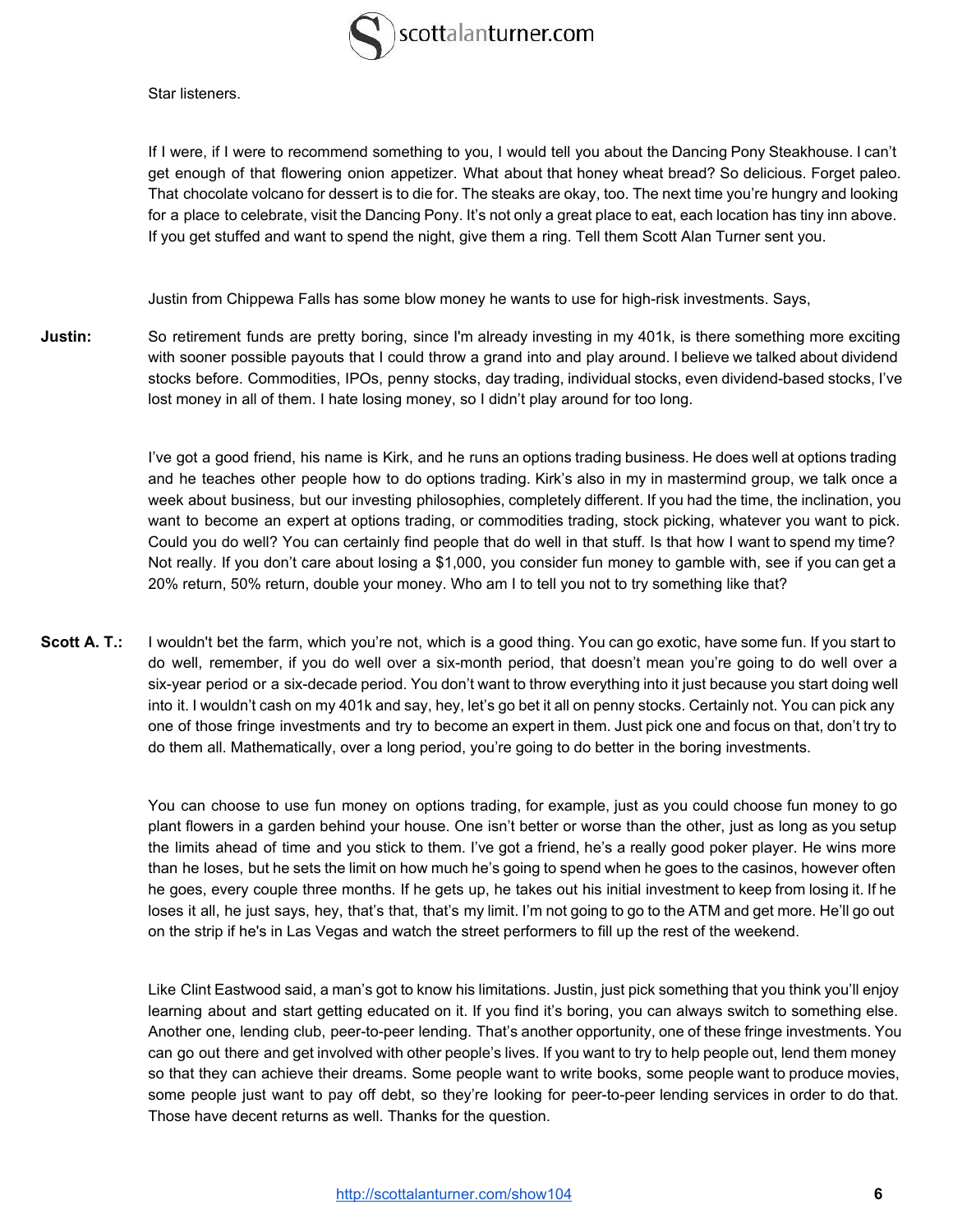Star listeners.

If I were, if I were to recommend something to you, I would tell you about the Dancing Pony Steakhouse. I can't get enough of that flowering onion appetizer. What about that honey wheat bread? So delicious. Forget paleo. That chocolate volcano for dessert is to die for. The steaks are okay, too. The next time you're hungry and looking for a place to celebrate, visit the Dancing Pony. It's not only a great place to eat, each location has tiny inn above. If you get stuffed and want to spend the night, give them a ring. Tell them Scott Alan Turner sent you.

Justin from Chippewa Falls has some blow money he wants to use for high-risk investments. Says,

**Justin:** So retirement funds are pretty boring, since I'm already investing in my 401k, is there something more exciting with sooner possible payouts that I could throw a grand into and play around. I believe we talked about dividend stocks before. Commodities, IPOs, penny stocks, day trading, individual stocks, even dividend-based stocks, I've lost money in all of them. I hate losing money, so I didn't play around for too long.

I've got a good friend, his name is Kirk, and he runs an options trading business. He does well at options trading and he teaches other people how to do options trading. Kirk's also in my in mastermind group, we talk once a week about business, but our investing philosophies, completely different. If you had the time, the inclination, you want to become an expert at options trading, or commodities trading, stock picking, whatever you want to pick. Could you do well? You can certainly find people that do well in that stuff. Is that how I want to spend my time? Not really. If you don't care about losing a $1,000, you consider fun money to gamble with, see if you can get a 20% return, 50% return, double your money. Who am I to tell you not to try something like that?

**Scott A. T.:** I wouldn't bet the farm, which you're not, which is a good thing. You can go exotic, have some fun. If you start to do well, remember, if you do well over a six-month period, that doesn't mean you're going to do well over a six-year period or a six-decade period. You don't want to throw everything into it just because you start doing well into it. I wouldn't cash on my 401k and say, hey, let's go bet it all on penny stocks. Certainly not. You can pick any one of those fringe investments and try to become an expert in them. Just pick one and focus on that, don't try to do them all. Mathematically, over a long period, you're going to do better in the boring investments.

You can choose to use fun money on options trading, for example, just as you could choose fun money to go plant flowers in a garden behind your house. One isn't better or worse than the other, just as long as you setup the limits ahead of time and you stick to them. I've got a friend, he's a really good poker player. He wins more than he loses, but he sets the limit on how much he's going to spend when he goes to the casinos, however often he goes, every couple three months. If he gets up, he takes out his initial investment to keep from losing it. If he loses it all, he just says, hey, that's that, that's my limit. I'm not going to go to the ATM and get more. He'll go out on the strip if he's in Las Vegas and watch the street performers to fill up the rest of the weekend.

Like Clint Eastwood said, a man's got to know his limitations. Justin, just pick something that you think you'll enjoy learning about and start getting educated on it. If you find it's boring, you can always switch to something else. Another one, lending club, peer-to-peer lending. That's another opportunity, one of these fringe investments. You can go out there and get involved with other people's lives. If you want to try to help people out, lend them money so that they can achieve their dreams. Some people want to write books, some people want to produce movies, some people just want to pay off debt, so they're looking for peer-to-peer lending services in order to do that. Those have decent returns as well. Thanks for the question.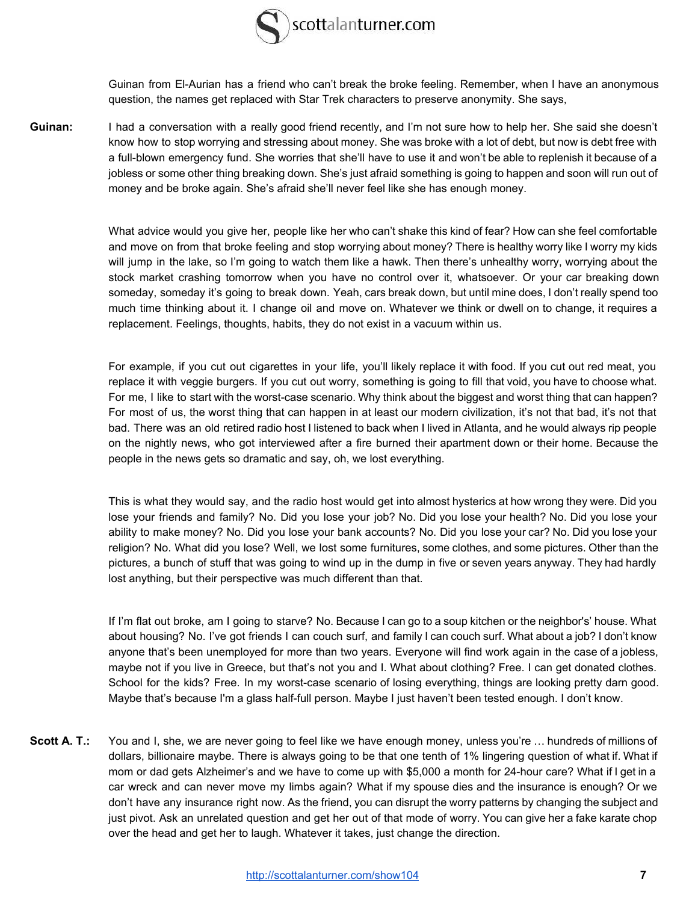Guinan from El-Aurian has a friend who can't break the broke feeling. Remember, when I have an anonymous question, the names get replaced with Star Trek characters to preserve anonymity. She says,

**Guinan:** I had a conversation with a really good friend recently, and I'm not sure how to help her. She said she doesn't know how to stop worrying and stressing about money. She was broke with a lot of debt, but now is debt free with a full-blown emergency fund. She worries that she'll have to use it and won't be able to replenish it because of a jobless or some other thing breaking down. She's just afraid something is going to happen and soon will run out of money and be broke again. She's afraid she'll never feel like she has enough money.

What advice would you give her, people like her who can't shake this kind of fear? How can she feel comfortable and move on from that broke feeling and stop worrying about money? There is healthy worry like I worry my kids will jump in the lake, so I'm going to watch them like a hawk. Then there's unhealthy worry, worrying about the stock market crashing tomorrow when you have no control over it, whatsoever. Or your car breaking down someday, someday it's going to break down. Yeah, cars break down, but until mine does, I don't really spend too much time thinking about it. I change oil and move on. Whatever we think or dwell on to change, it requires a replacement. Feelings, thoughts, habits, they do not exist in a vacuum within us.

For example, if you cut out cigarettes in your life, you'll likely replace it with food. If you cut out red meat, you replace it with veggie burgers. If you cut out worry, something is going to fill that void, you have to choose what. For me, I like to start with the worst-case scenario. Why think about the biggest and worst thing that can happen? For most of us, the worst thing that can happen in at least our modern civilization, it's not that bad, it's not that bad. There was an old retired radio host I listened to back when I lived in Atlanta, and he would always rip people on the nightly news, who got interviewed after a fire burned their apartment down or their home. Because the people in the news gets so dramatic and say, oh, we lost everything.

This is what they would say, and the radio host would get into almost hysterics at how wrong they were. Did you lose your friends and family? No. Did you lose your job? No. Did you lose your health? No. Did you lose your ability to make money? No. Did you lose your bank accounts? No. Did you lose your car? No. Did you lose your religion? No. What did you lose? Well, we lost some furnitures, some clothes, and some pictures. Other than the pictures, a bunch of stuff that was going to wind up in the dump in five or seven years anyway. They had hardly lost anything, but their perspective was much different than that.

If I'm flat out broke, am I going to starve? No. Because I can go to a soup kitchen or the neighbor's' house. What about housing? No. I've got friends I can couch surf, and family I can couch surf. What about a job? I don't know anyone that's been unemployed for more than two years. Everyone will find work again in the case of a jobless, maybe not if you live in Greece, but that's not you and I. What about clothing? Free. I can get donated clothes. School for the kids? Free. In my worst-case scenario of losing everything, things are looking pretty darn good. Maybe that's because I'm a glass half-full person. Maybe I just haven't been tested enough. I don't know.

**Scott A. T.:** You and I, she, we are never going to feel like we have enough money, unless you're … hundreds of millions of dollars, billionaire maybe. There is always going to be that one tenth of 1% lingering question of what if. What if mom or dad gets Alzheimer's and we have to come up with $5,000 a month for 24-hour care? What if I get in a car wreck and can never move my limbs again? What if my spouse dies and the insurance is enough? Or we don't have any insurance right now. As the friend, you can disrupt the worry patterns by changing the subject and just pivot. Ask an unrelated question and get her out of that mode of worry. You can give her a fake karate chop over the head and get her to laugh. Whatever it takes, just change the direction.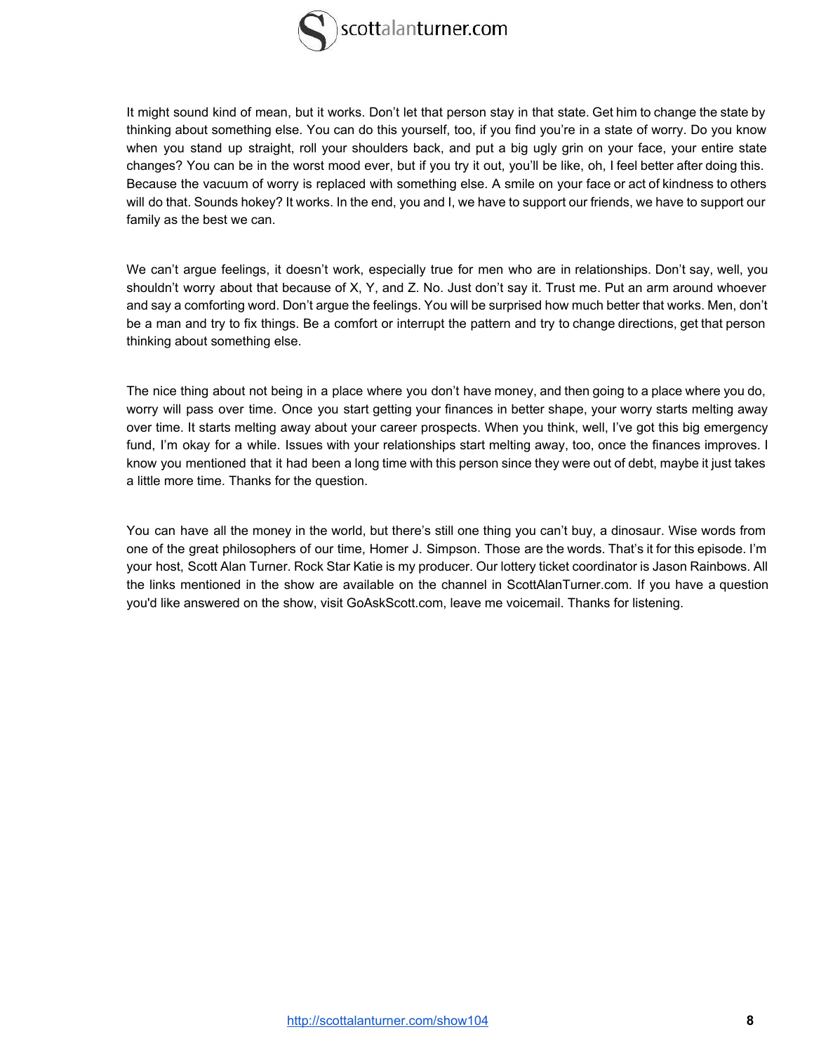It might sound kind of mean, but it works. Don't let that person stay in that state. Get him to change the state by thinking about something else. You can do this yourself, too, if you find you're in a state of worry. Do you know when you stand up straight, roll your shoulders back, and put a big ugly grin on your face, your entire state changes? You can be in the worst mood ever, but if you try it out, you'll be like, oh, I feel better after doing this. Because the vacuum of worry is replaced with something else. A smile on your face or act of kindness to others will do that. Sounds hokey? It works. In the end, you and I, we have to support our friends, we have to support our family as the best we can.

We can't argue feelings, it doesn't work, especially true for men who are in relationships. Don't say, well, you shouldn't worry about that because of X, Y, and Z. No. Just don't say it. Trust me. Put an arm around whoever and say a comforting word. Don't argue the feelings. You will be surprised how much better that works. Men, don't be a man and try to fix things. Be a comfort or interrupt the pattern and try to change directions, get that person thinking about something else.

The nice thing about not being in a place where you don't have money, and then going to a place where you do, worry will pass over time. Once you start getting your finances in better shape, your worry starts melting away over time. It starts melting away about your career prospects. When you think, well, I've got this big emergency fund, I'm okay for a while. Issues with your relationships start melting away, too, once the finances improves. I know you mentioned that it had been a long time with this person since they were out of debt, maybe it just takes a little more time. Thanks for the question.

You can have all the money in the world, but there's still one thing you can't buy, a dinosaur. Wise words from one of the great philosophers of our time, Homer J. Simpson. Those are the words. That's it for this episode. I'm your host, Scott Alan Turner. Rock Star Katie is my producer. Our lottery ticket coordinator is Jason Rainbows. All the links mentioned in the show are available on the channel in ScottAlanTurner.com. If you have a question you'd like answered on the show, visit GoAskScott.com, leave me voicemail. Thanks for listening.